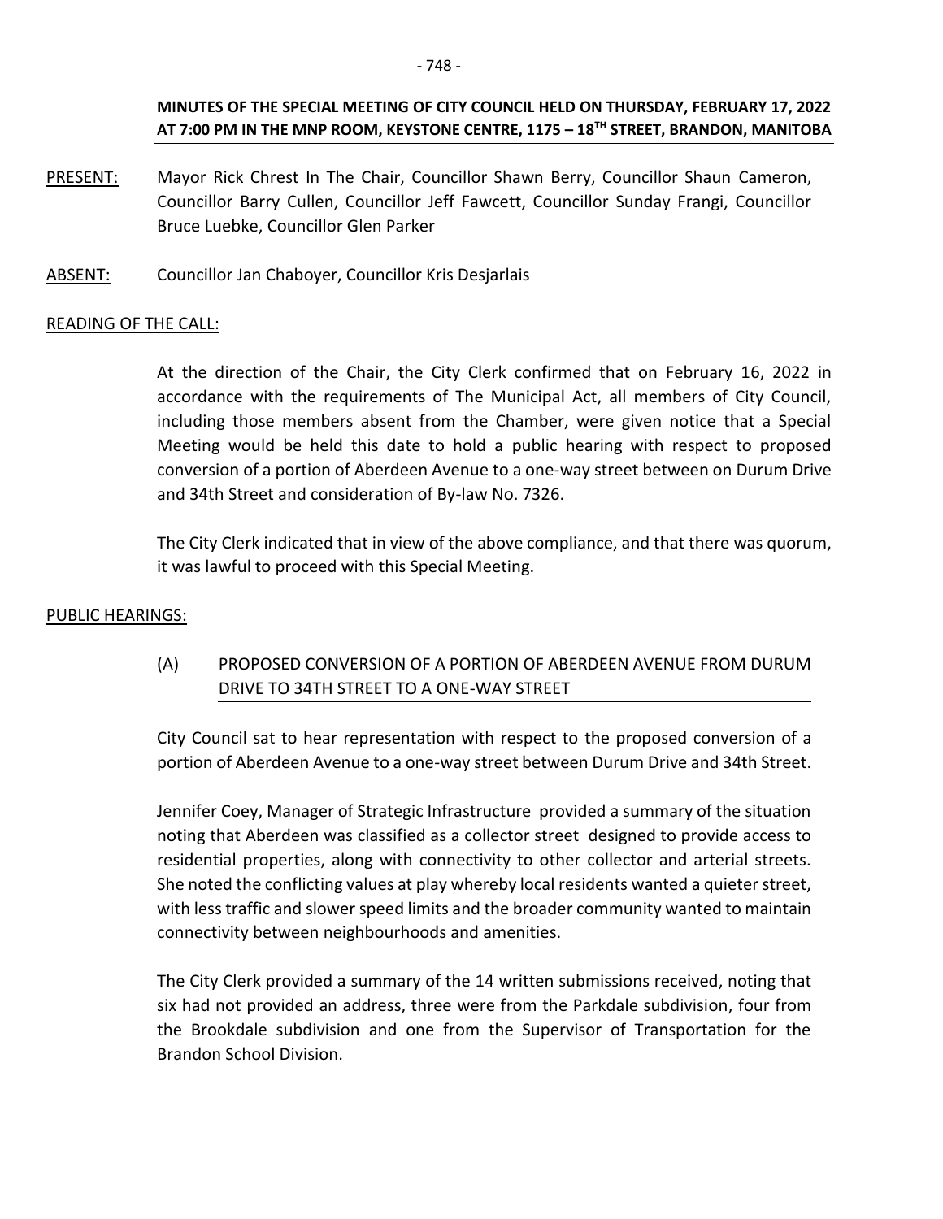**MINUTES OF THE SPECIAL MEETING OF CITY COUNCIL HELD ON THURSDAY, FEBRUARY 17, 2022 AT 7:00 PM IN THE MNP ROOM, KEYSTONE CENTRE, 1175 – 18TH STREET, BRANDON, MANITOBA**

PRESENT: Mayor Rick Chrest In The Chair, Councillor Shawn Berry, Councillor Shaun Cameron, Councillor Barry Cullen, Councillor Jeff Fawcett, Councillor Sunday Frangi, Councillor Bruce Luebke, Councillor Glen Parker

ABSENT: Councillor Jan Chaboyer, Councillor Kris Desjarlais

READING OF THE CALL:

At the direction of the Chair, the City Clerk confirmed that on February 16, 2022 in accordance with the requirements of The Municipal Act, all members of City Council, including those members absent from the Chamber, were given notice that a Special Meeting would be held this date to hold a public hearing with respect to proposed conversion of a portion of Aberdeen Avenue to a one-way street between on Durum Drive and 34th Street and consideration of By-law No. 7326.

The City Clerk indicated that in view of the above compliance, and that there was quorum, it was lawful to proceed with this Special Meeting.

PUBLIC HEARINGS:

(A) PROPOSED CONVERSION OF A PORTION OF ABERDEEN AVENUE FROM DURUM DRIVE TO 34TH STREET TO A ONE-WAY STREET

City Council sat to hear representation with respect to the proposed conversion of a portion of Aberdeen Avenue to a one-way street between Durum Drive and 34th Street.

Jennifer Coey, Manager of Strategic Infrastructure provided a summary of the situation noting that Aberdeen was classified as a collector street designed to provide access to residential properties, along with connectivity to other collector and arterial streets. She noted the conflicting values at play whereby local residents wanted a quieter street, with less traffic and slower speed limits and the broader community wanted to maintain connectivity between neighbourhoods and amenities.

The City Clerk provided a summary of the 14 written submissions received, noting that six had not provided an address, three were from the Parkdale subdivision, four from the Brookdale subdivision and one from the Supervisor of Transportation for the Brandon School Division.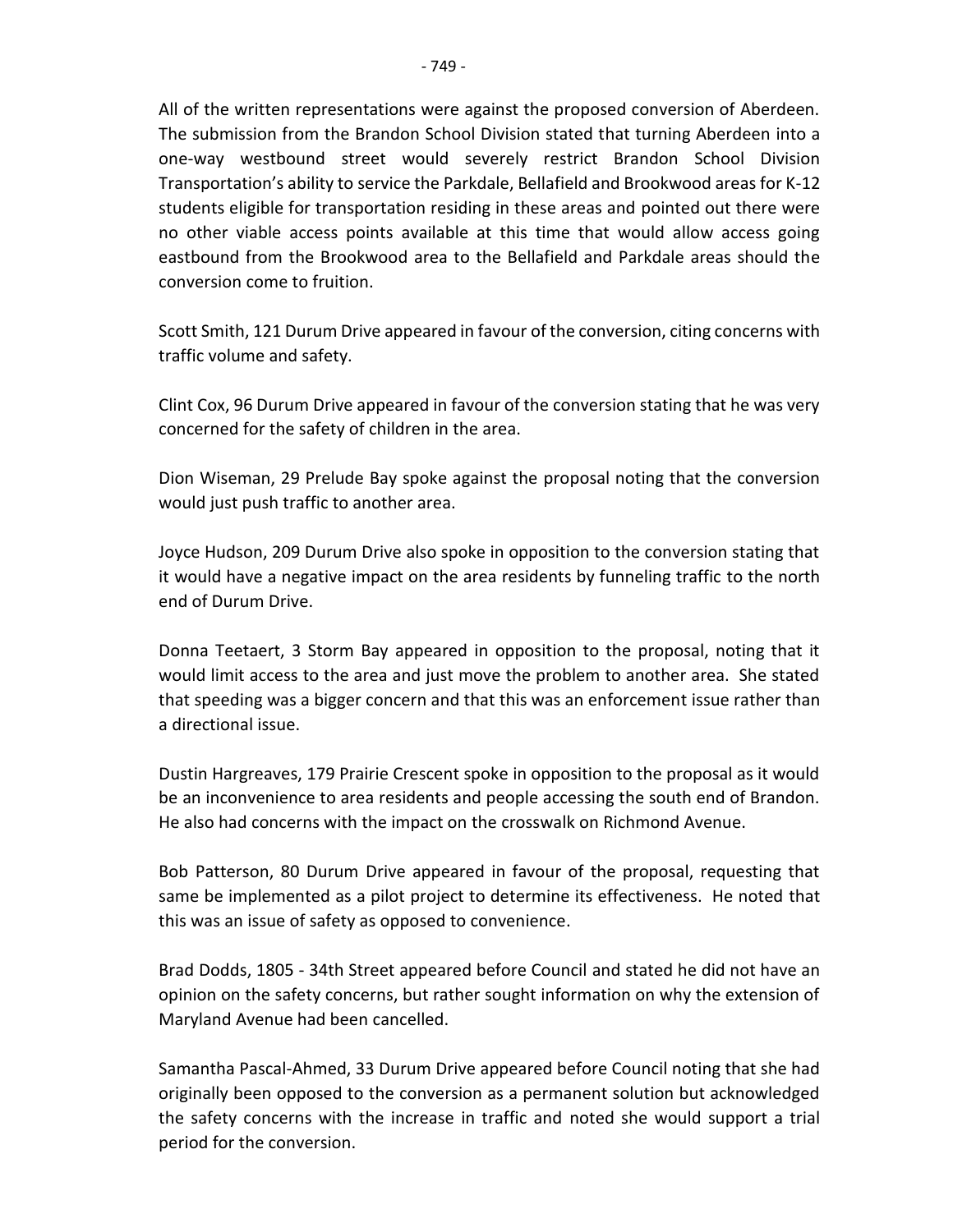All of the written representations were against the proposed conversion of Aberdeen. The submission from the Brandon School Division stated that turning Aberdeen into a one-way westbound street would severely restrict Brandon School Division Transportation's ability to service the Parkdale, Bellafield and Brookwood areas for K-12 students eligible for transportation residing in these areas and pointed out there were no other viable access points available at this time that would allow access going eastbound from the Brookwood area to the Bellafield and Parkdale areas should the conversion come to fruition.

Scott Smith, 121 Durum Drive appeared in favour of the conversion, citing concerns with traffic volume and safety.

Clint Cox, 96 Durum Drive appeared in favour of the conversion stating that he was very concerned for the safety of children in the area.

Dion Wiseman, 29 Prelude Bay spoke against the proposal noting that the conversion would just push traffic to another area.

Joyce Hudson, 209 Durum Drive also spoke in opposition to the conversion stating that it would have a negative impact on the area residents by funneling traffic to the north end of Durum Drive.

Donna Teetaert, 3 Storm Bay appeared in opposition to the proposal, noting that it would limit access to the area and just move the problem to another area. She stated that speeding was a bigger concern and that this was an enforcement issue rather than a directional issue.

Dustin Hargreaves, 179 Prairie Crescent spoke in opposition to the proposal as it would be an inconvenience to area residents and people accessing the south end of Brandon. He also had concerns with the impact on the crosswalk on Richmond Avenue.

Bob Patterson, 80 Durum Drive appeared in favour of the proposal, requesting that same be implemented as a pilot project to determine its effectiveness. He noted that this was an issue of safety as opposed to convenience.

Brad Dodds, 1805 - 34th Street appeared before Council and stated he did not have an opinion on the safety concerns, but rather sought information on why the extension of Maryland Avenue had been cancelled.

Samantha Pascal-Ahmed, 33 Durum Drive appeared before Council noting that she had originally been opposed to the conversion as a permanent solution but acknowledged the safety concerns with the increase in traffic and noted she would support a trial period for the conversion.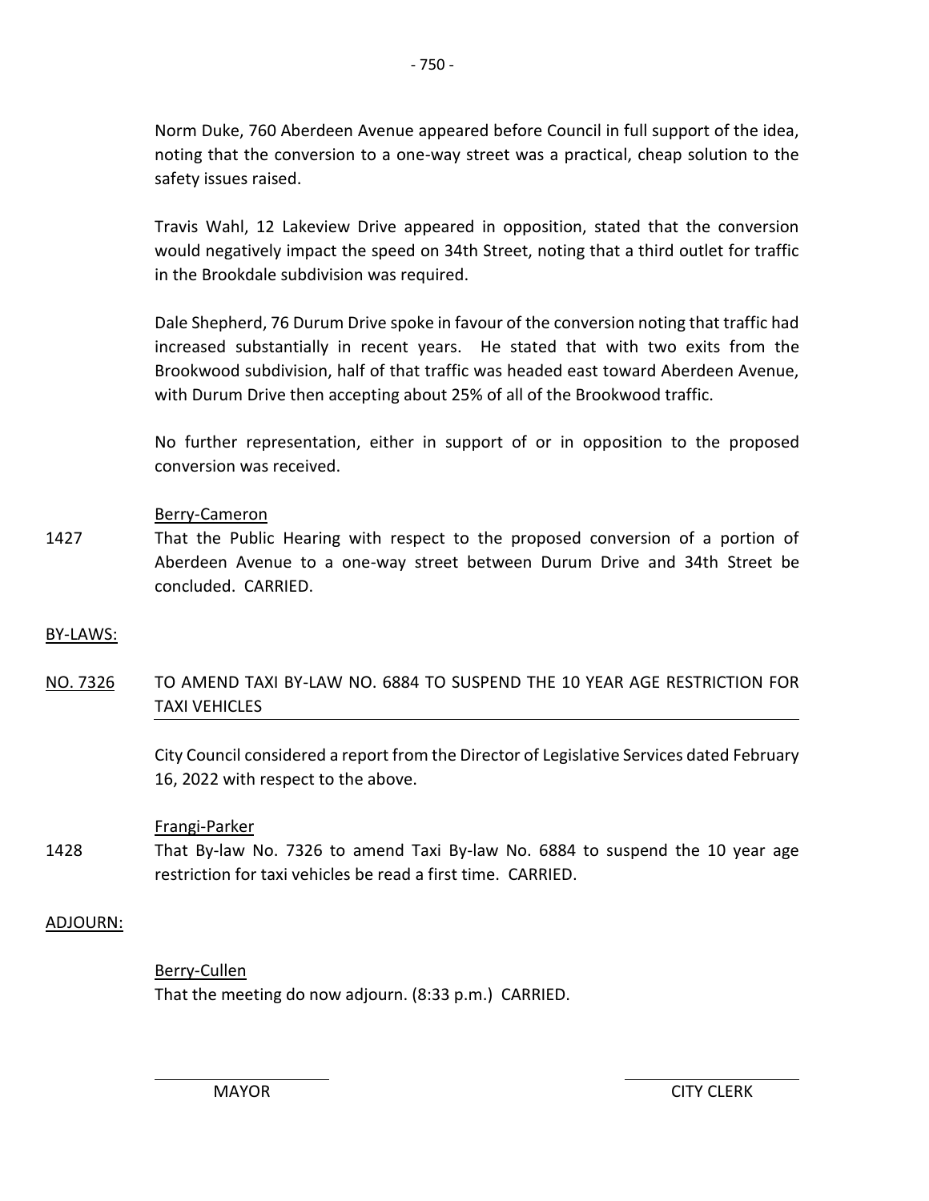Norm Duke, 760 Aberdeen Avenue appeared before Council in full support of the idea, noting that the conversion to a one-way street was a practical, cheap solution to the safety issues raised.

Travis Wahl, 12 Lakeview Drive appeared in opposition, stated that the conversion would negatively impact the speed on 34th Street, noting that a third outlet for traffic in the Brookdale subdivision was required.

Dale Shepherd, 76 Durum Drive spoke in favour of the conversion noting that traffic had increased substantially in recent years. He stated that with two exits from the Brookwood subdivision, half of that traffic was headed east toward Aberdeen Avenue, with Durum Drive then accepting about 25% of all of the Brookwood traffic.

No further representation, either in support of or in opposition to the proposed conversion was received.

Berry-Cameron

1427 That the Public Hearing with respect to the proposed conversion of a portion of Aberdeen Avenue to a one-way street between Durum Drive and 34th Street be concluded. CARRIED.

BY-LAWS:

NO. 7326 TO AMEND TAXI BY-LAW NO. 6884 TO SUSPEND THE 10 YEAR AGE RESTRICTION FOR TAXI VEHICLES

City Council considered a report from the Director of Legislative Services dated February 16, 2022 with respect to the above.

Frangi-Parker

1428 That By-law No. 7326 to amend Taxi By-law No. 6884 to suspend the 10 year age restriction for taxi vehicles be read a first time. CARRIED.

ADJOURN:

Berry-Cullen

That the meeting do now adjourn. (8:33 p.m.) CARRIED.

MAYOR

CITY CLERK